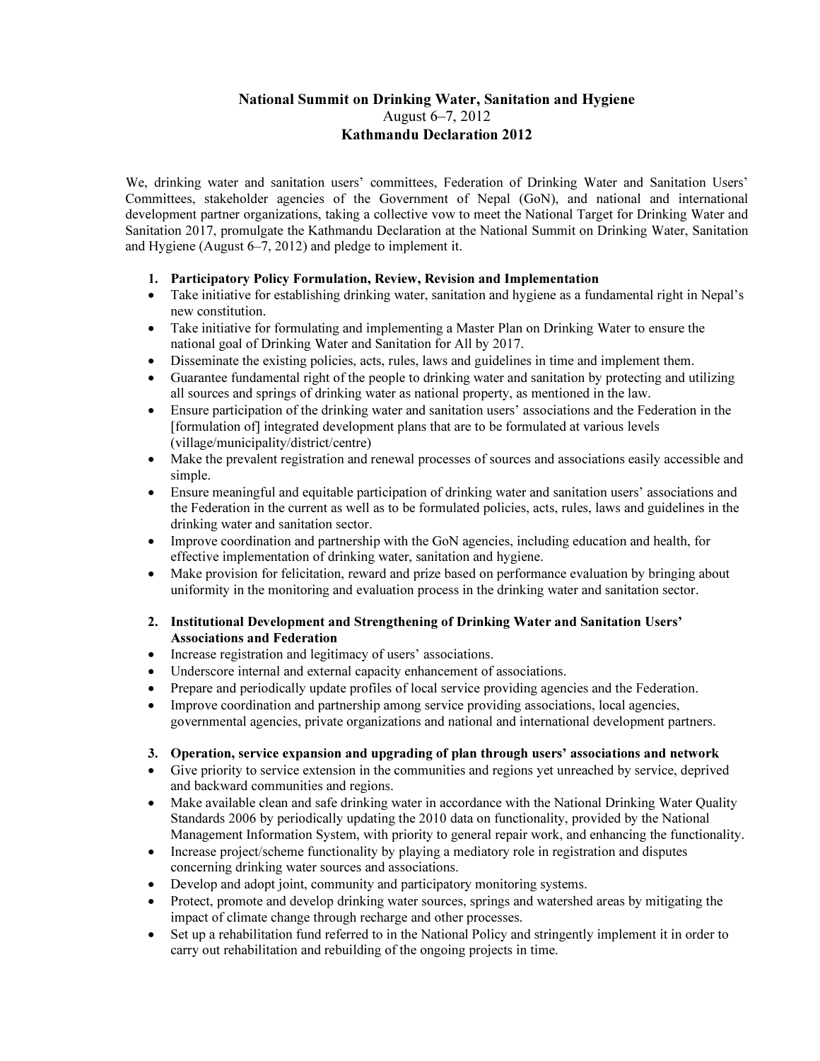# National Summit on Drinking Water, Sanitation and Hygiene

August 6–7, 2012

**Kathmandu Declaration 2012**

We, drinking water and sanitation users' committees, Federation of Drinking Water and Sanitation Users' Committees, stakeholder agencies of the Government of Nepal (GoN), and national and international development partner organizations, taking a collective vow to meet the National Target for Drinking Water and Sanitation 2017, promulgate the Kathmandu Declaration at the National Summit on Drinking Water, Sanitation and Hygiene (August 6–7, 2012) and pledge to implement it.

## 1. Participatory Policy Formulation, Review, Revision and Implementation

- Take initiative for establishing drinking water, sanitation and hygiene as a fundamental right in Nepal's new constitution.
- Take initiative for formulating and implementing a Master Plan on Drinking Water to ensure the national goal of Drinking Water and Sanitation for All by 2017.
- Disseminate the existing policies, acts, rules, laws and guidelines in time and implement them.
- Guarantee fundamental right of the people to drinking water and sanitation by protecting and utilizing all sources and springs of drinking water as national property, as mentioned in the law.
- Ensure participation of the drinking water and sanitation users' associations and the Federation in the [formulation of] integrated development plans that are to be formulated at various levels (village/municipality/district/centre)
- Make the prevalent registration and renewal processes of sources and associations easily accessible and simple.
- Ensure meaningful and equitable participation of drinking water and sanitation users' associations and the Federation in the current as well as to be formulated policies, acts, rules, laws and guidelines in the drinking water and sanitation sector.
- Improve coordination and partnership with the GoN agencies, including education and health, for effective implementation of drinking water, sanitation and hygiene.
- Make provision for felicitation, reward and prize based on performance evaluation by bringing about uniformity in the monitoring and evaluation process in the drinking water and sanitation sector.

## 2. Institutional Development and Strengthening of Drinking Water and Sanitation Users' Associations and Federation

- Increase registration and legitimacy of users' associations.
- Underscore internal and external capacity enhancement of associations.
- Prepare and periodically update profiles of local service providing agencies and the Federation.
- Improve coordination and partnership among service providing associations, local agencies, governmental agencies, private organizations and national and international development partners.

## 3. Operation, service expansion and upgrading of plan through users' associations and network

- Give priority to service extension in the communities and regions yet unreached by service, deprived and backward communities and regions.
- Make available clean and safe drinking water in accordance with the National Drinking Water Quality Standards 2006 by periodically updating the 2010 data on functionality, provided by the National Management Information System, with priority to general repair work, and enhancing the functionality.
- Increase project/scheme functionality by playing a mediatory role in registration and disputes concerning drinking water sources and associations.
- Develop and adopt joint, community and participatory monitoring systems.
- Protect, promote and develop drinking water sources, springs and watershed areas by mitigating the impact of climate change through recharge and other processes.
- Set up a rehabilitation fund referred to in the National Policy and stringently implement it in order to carry out rehabilitation and rebuilding of the ongoing projects in time.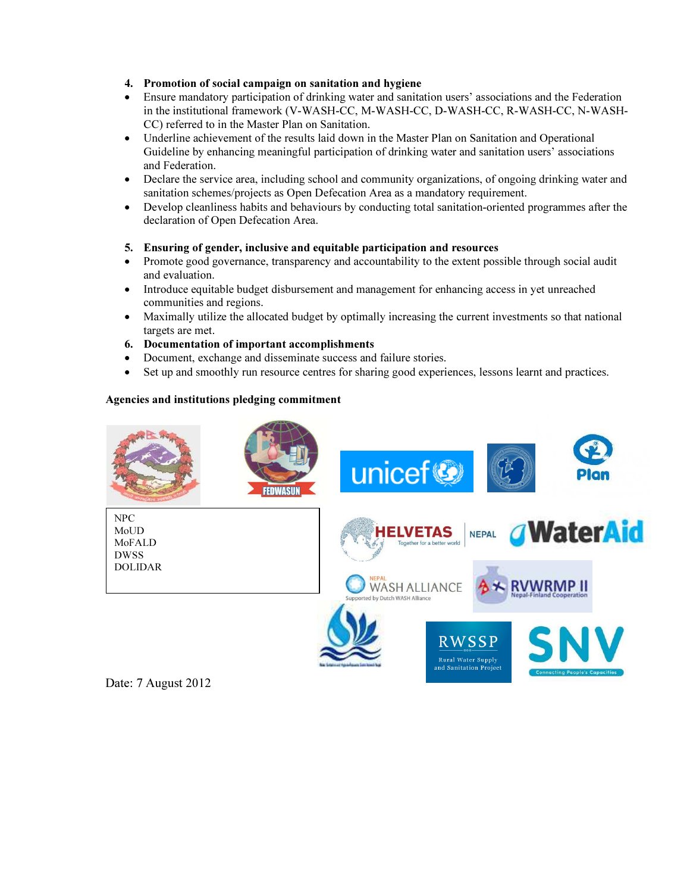4. **Promotion of social campaign on sanitation and hygiene**

- Ensure mandatory participation of drinking water and sanitation users' associations and the Federation in the institutional framework (V-WASH-CC, M-WASH-CC, D-WASH-CC, R-WASH-CC, N-WASH-CC) referred to in the Master Plan on Sanitation.
- Underline achievement of the results laid down in the Master Plan on Sanitation and Operational Guideline by enhancing meaningful participation of drinking water and sanitation users' associations and Federation.
- Declare the service area, including school and community organizations, of ongoing drinking water and sanitation schemes/projects as Open Defecation Area as a mandatory requirement.
- Develop cleanliness habits and behaviours by conducting total sanitation-oriented programmes after the declaration of Open Defecation Area.

5. **Ensuring of gender, inclusive and equitable participation and resources**

- Promote good governance, transparency and accountability to the extent possible through social audit and evaluation.
- Introduce equitable budget disbursement and management for enhancing access in yet unreached communities and regions.
- Maximally utilize the allocated budget by optimally increasing the current investments so that national targets are met.

6. **Documentation of important accomplishments**

- Document, exchange and disseminate success and failure stories.
- Set up and smoothly run resource centres for sharing good experiences, lessons learnt and practices.

**Agencies and institutions pledging commitment**

FEDWASUN

unicef

Plan

NPC
MoUD
MoFALD
DWSS
DOLIDAR

HELVETAS NEPAL

WaterAid

NEPAL WASH ALLIANCE
Supported by Dutch WASH Alliance

RVWRMP II
Nepal-Finland Cooperation

RWSSP
Rural Water Supply and Sanitation Project

SNV
Connecting People's Capacities

Date: 7 August 2012